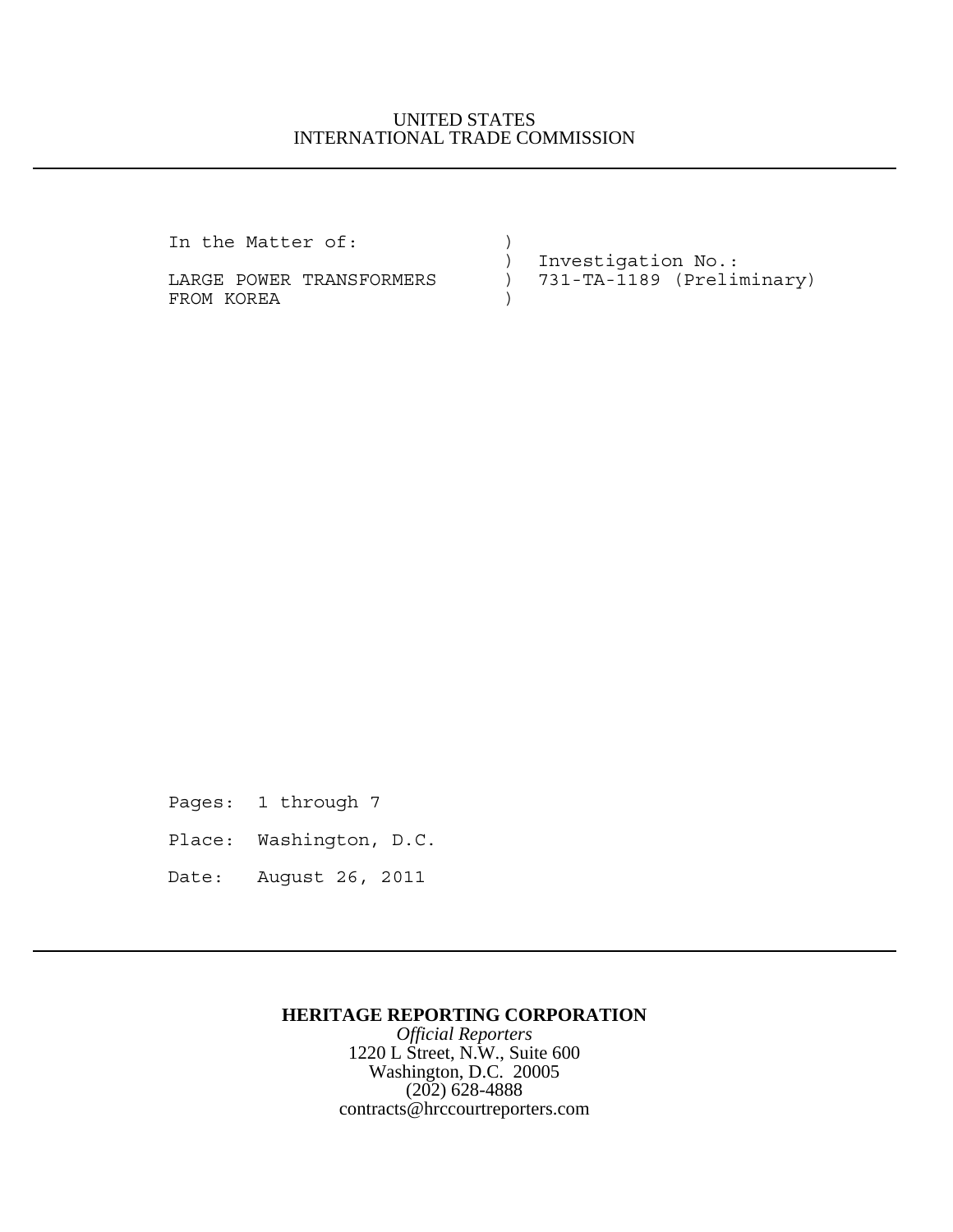UNITED STATES
INTERNATIONAL TRADE COMMISSION

```
In the Matter of:              )
                               )  Investigation No.:
LARGE POWER TRANSFORMERS       )  731-TA-1189 (Preliminary)
FROM KOREA                     )
```

Pages: 1 through 7

Place: Washington, D.C.

Date: August 26, 2011

**HERITAGE REPORTING CORPORATION**
*Official Reporters*
1220 L Street, N.W., Suite 600
Washington, D.C. 20005
(202) 628-4888
contracts@hrccourtreporters.com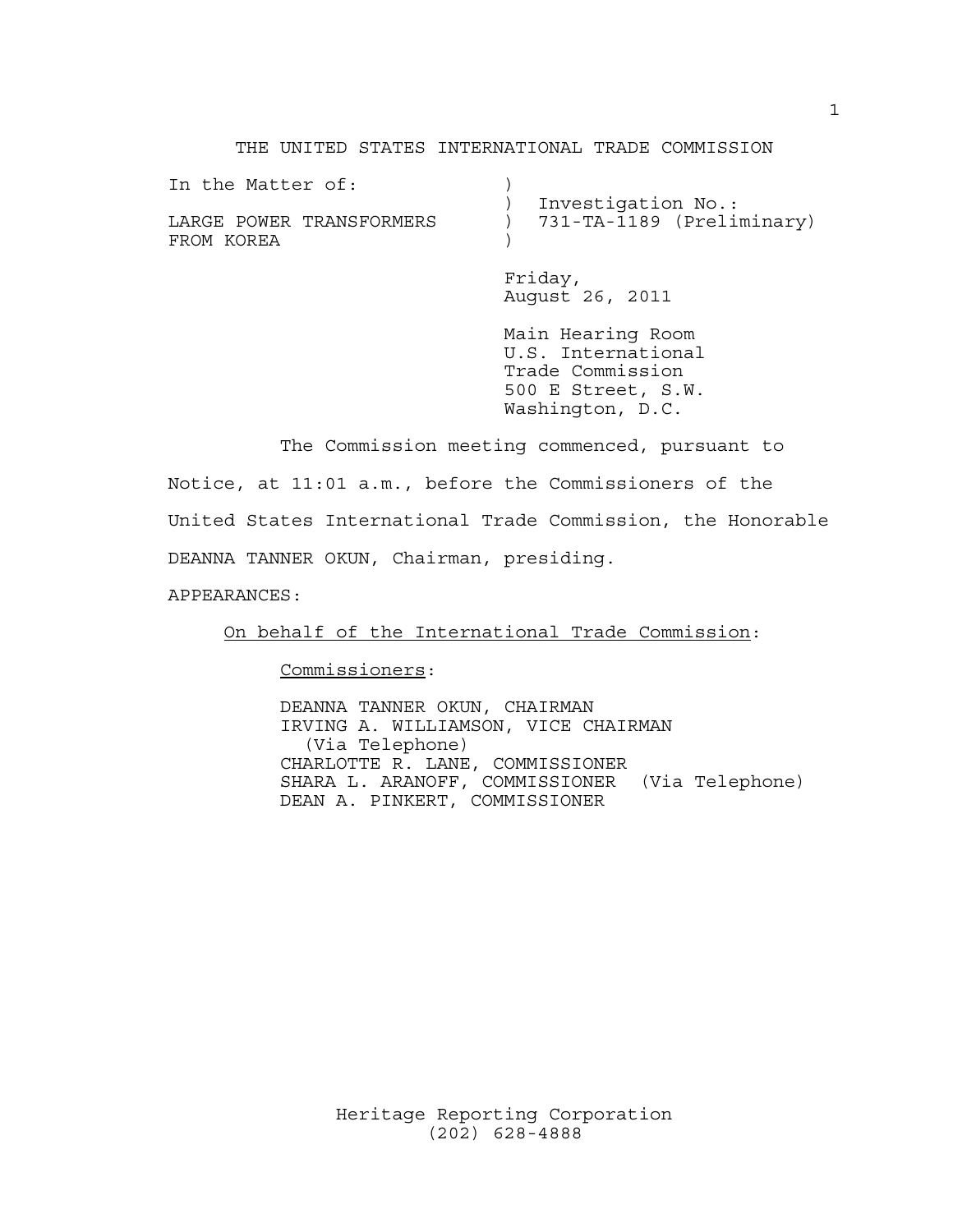THE UNITED STATES INTERNATIONAL TRADE COMMISSION

| In the Matter of: | ) | |
|---|---|---|
| | ) | Investigation No.: |
| LARGE POWER TRANSFORMERS | ) | 731-TA-1189 (Preliminary) |
| FROM KOREA | ) | |

Friday,
August 26, 2011

Main Hearing Room
U.S. International
Trade Commission
500 E Street, S.W.
Washington, D.C.

The Commission meeting commenced, pursuant to Notice, at 11:01 a.m., before the Commissioners of the United States International Trade Commission, the Honorable DEANNA TANNER OKUN, Chairman, presiding.

APPEARANCES:

On behalf of the International Trade Commission:

Commissioners:

DEANNA TANNER OKUN, CHAIRMAN
IRVING A. WILLIAMSON, VICE CHAIRMAN (Via Telephone)
CHARLOTTE R. LANE, COMMISSIONER
SHARA L. ARANOFF, COMMISSIONER (Via Telephone)
DEAN A. PINKERT, COMMISSIONER

Heritage Reporting Corporation
(202) 628-4888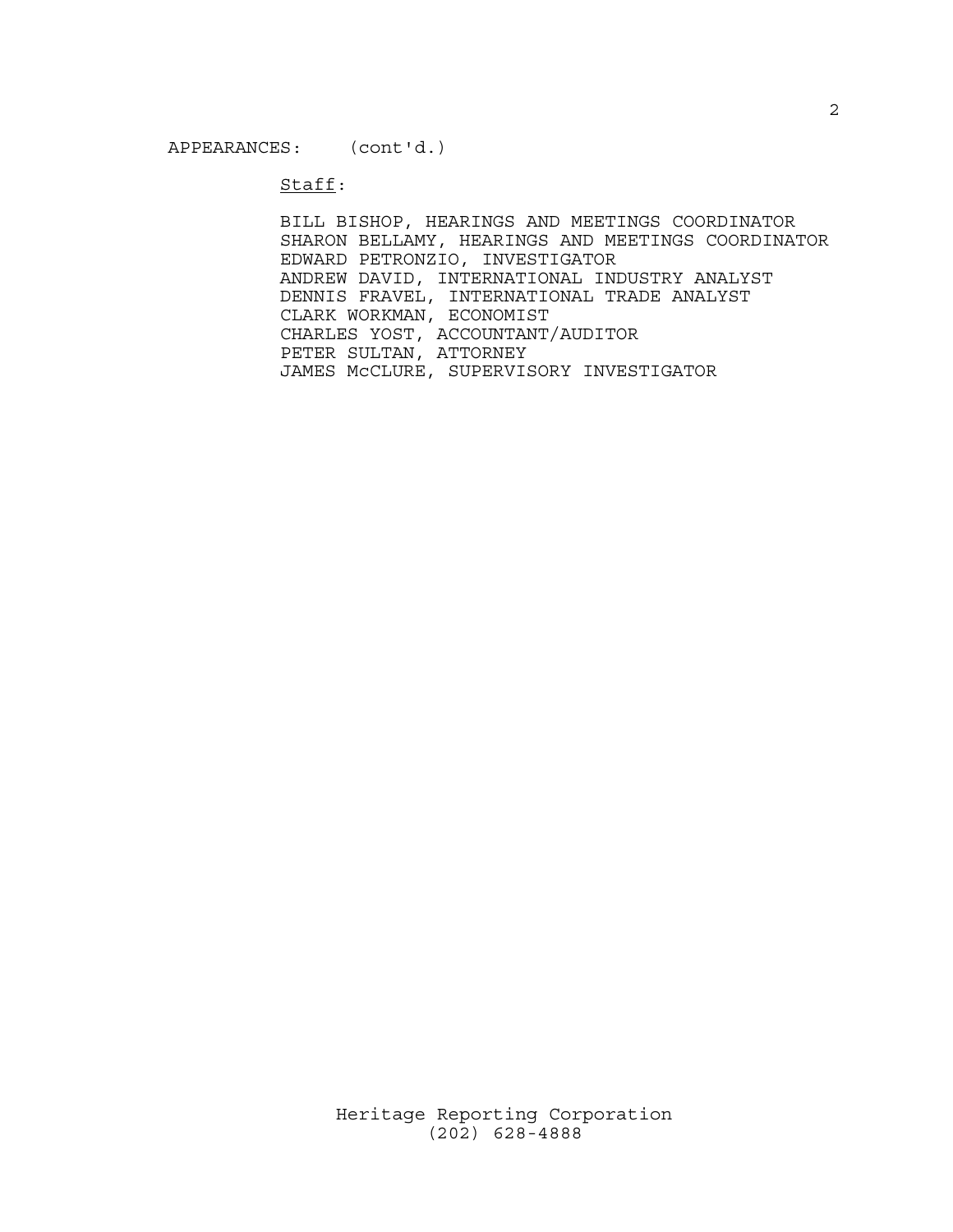APPEARANCES: (cont'd.)

Staff:

BILL BISHOP, HEARINGS AND MEETINGS COORDINATOR
SHARON BELLAMY, HEARINGS AND MEETINGS COORDINATOR
EDWARD PETRONZIO, INVESTIGATOR
ANDREW DAVID, INTERNATIONAL INDUSTRY ANALYST
DENNIS FRAVEL, INTERNATIONAL TRADE ANALYST
CLARK WORKMAN, ECONOMIST
CHARLES YOST, ACCOUNTANT/AUDITOR
PETER SULTAN, ATTORNEY
JAMES McCLURE, SUPERVISORY INVESTIGATOR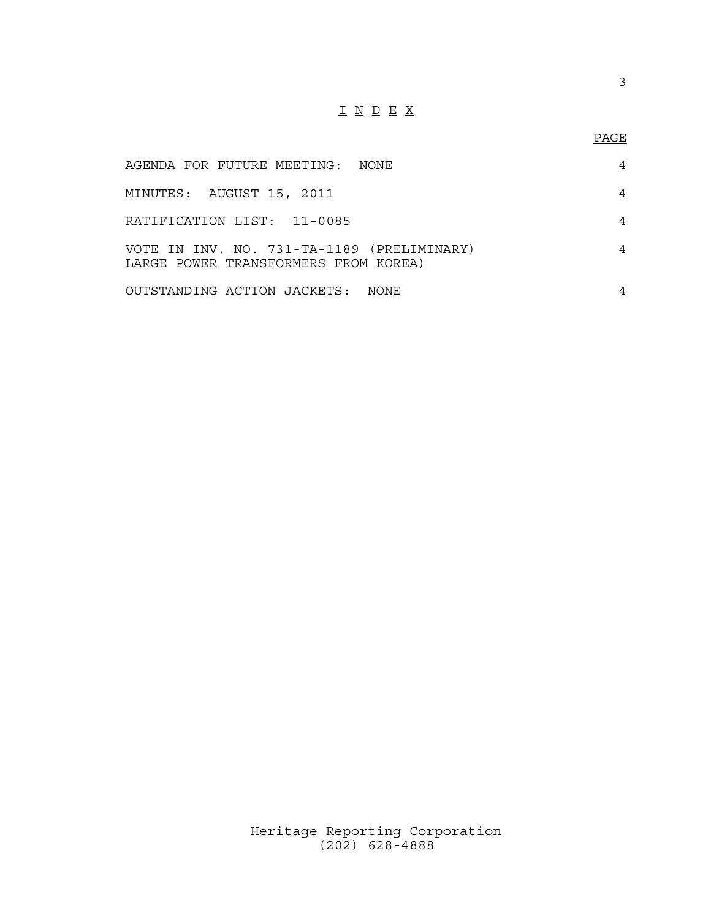# I N D E X

| | PAGE |
|---|---|
| AGENDA FOR FUTURE MEETING: NONE | 4 |
| MINUTES: AUGUST 15, 2011 | 4 |
| RATIFICATION LIST: 11-0085 | 4 |
| VOTE IN INV. NO. 731-TA-1189 (PRELIMINARY) LARGE POWER TRANSFORMERS FROM KOREA) | 4 |
| OUTSTANDING ACTION JACKETS: NONE | 4 |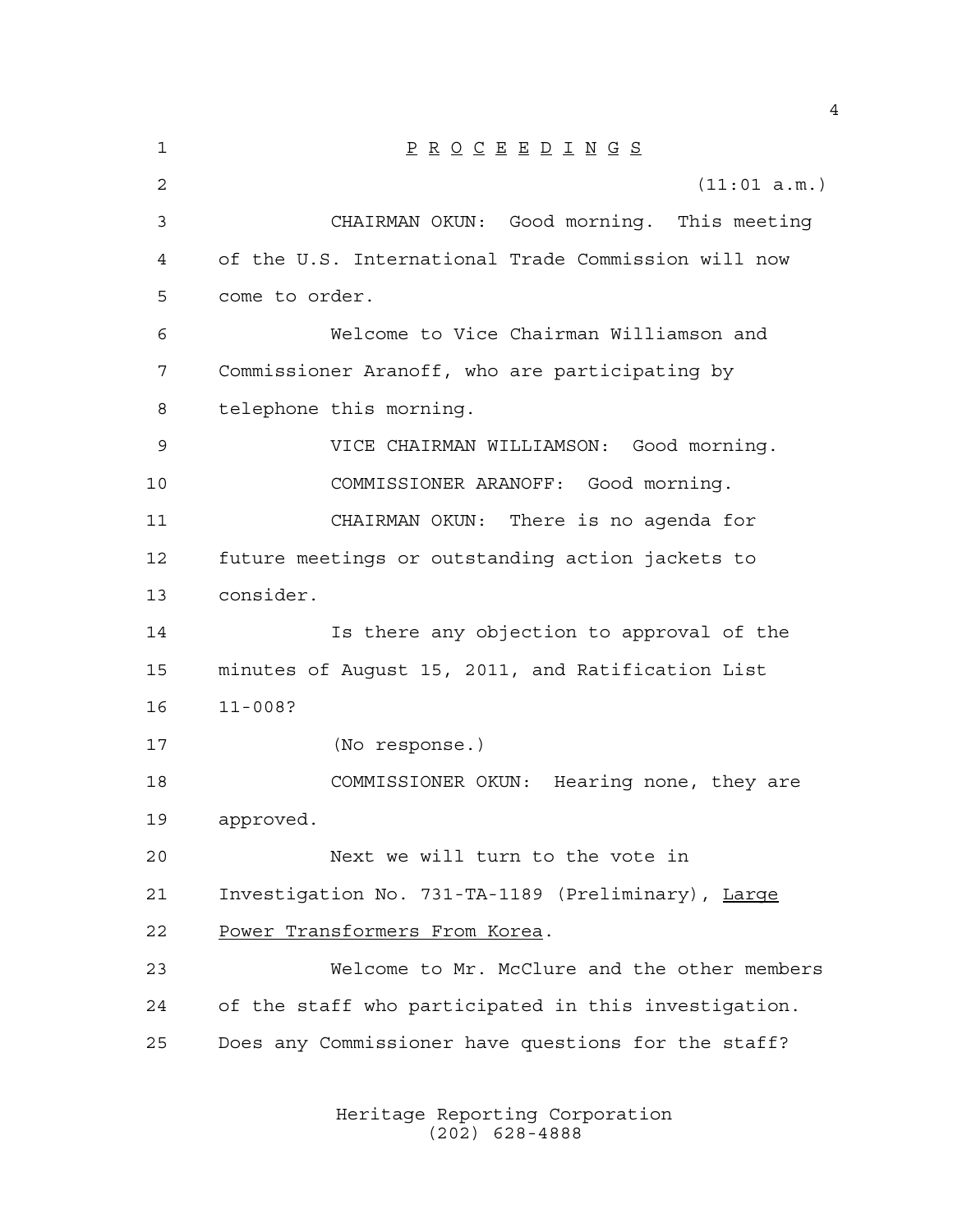P R O C E E D I N G S

(11:01 a.m.)

CHAIRMAN OKUN: Good morning. This meeting of the U.S. International Trade Commission will now come to order.

Welcome to Vice Chairman Williamson and Commissioner Aranoff, who are participating by telephone this morning.

VICE CHAIRMAN WILLIAMSON: Good morning.

COMMISSIONER ARANOFF: Good morning.

CHAIRMAN OKUN: There is no agenda for future meetings or outstanding action jackets to consider.

Is there any objection to approval of the minutes of August 15, 2011, and Ratification List 11-008?

(No response.)

COMMISSIONER OKUN: Hearing none, they are approved.

Next we will turn to the vote in Investigation No. 731-TA-1189 (Preliminary), Large Power Transformers From Korea.

Welcome to Mr. McClure and the other members of the staff who participated in this investigation. Does any Commissioner have questions for the staff?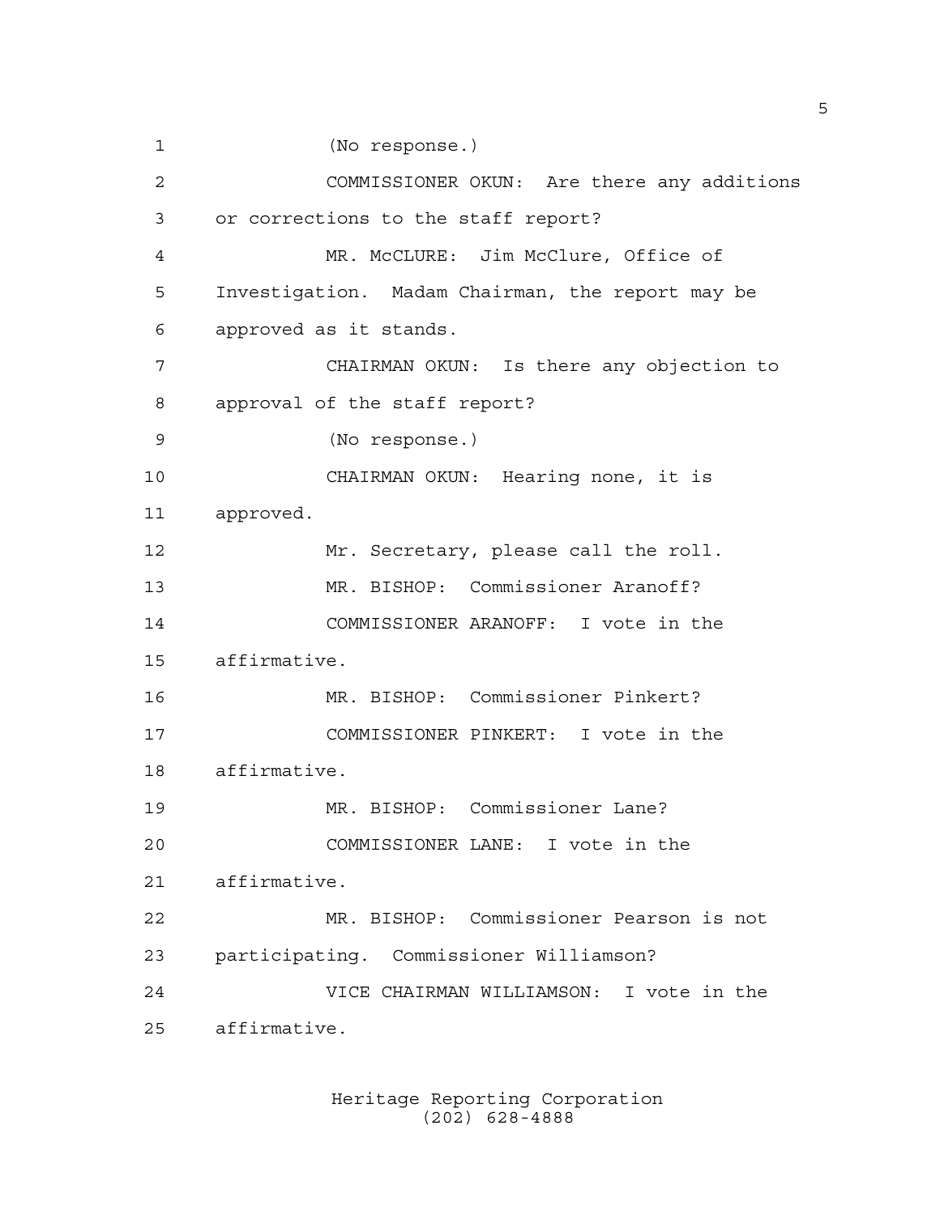(No response.)

COMMISSIONER OKUN: Are there any additions or corrections to the staff report?

MR. McCLURE: Jim McClure, Office of Investigation. Madam Chairman, the report may be approved as it stands.

CHAIRMAN OKUN: Is there any objection to approval of the staff report?

(No response.)

CHAIRMAN OKUN: Hearing none, it is approved.

Mr. Secretary, please call the roll.

MR. BISHOP: Commissioner Aranoff?

COMMISSIONER ARANOFF: I vote in the affirmative.

MR. BISHOP: Commissioner Pinkert?

COMMISSIONER PINKERT: I vote in the affirmative.

MR. BISHOP: Commissioner Lane?

COMMISSIONER LANE: I vote in the affirmative.

MR. BISHOP: Commissioner Pearson is not participating. Commissioner Williamson?

VICE CHAIRMAN WILLIAMSON: I vote in the affirmative.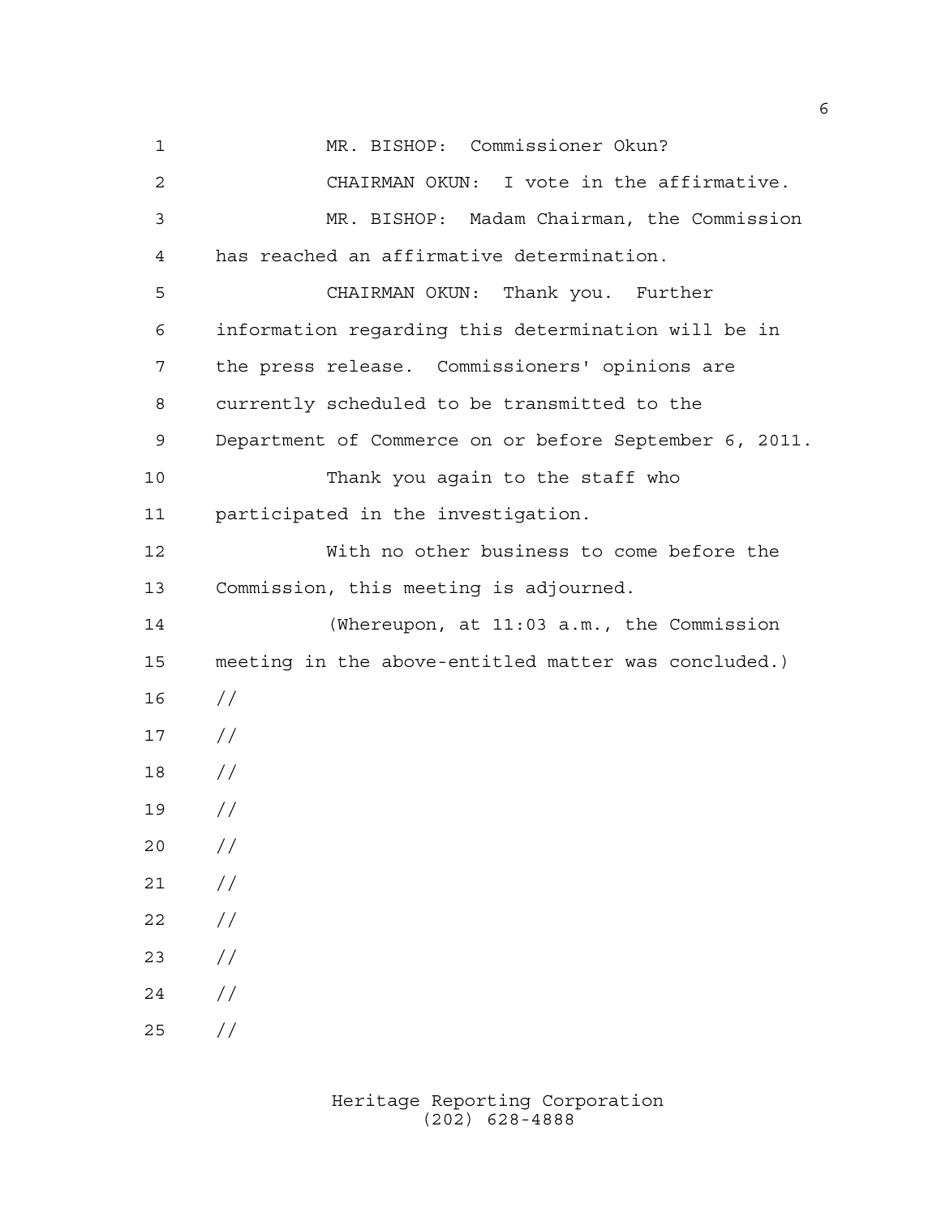MR. BISHOP: Commissioner Okun?

CHAIRMAN OKUN: I vote in the affirmative.

MR. BISHOP: Madam Chairman, the Commission has reached an affirmative determination.

CHAIRMAN OKUN: Thank you. Further information regarding this determination will be in the press release. Commissioners' opinions are currently scheduled to be transmitted to the Department of Commerce on or before September 6, 2011.

Thank you again to the staff who participated in the investigation.

With no other business to come before the Commission, this meeting is adjourned.

(Whereupon, at 11:03 a.m., the Commission meeting in the above-entitled matter was concluded.)

//

//

//

//

//

//

//

//

//

//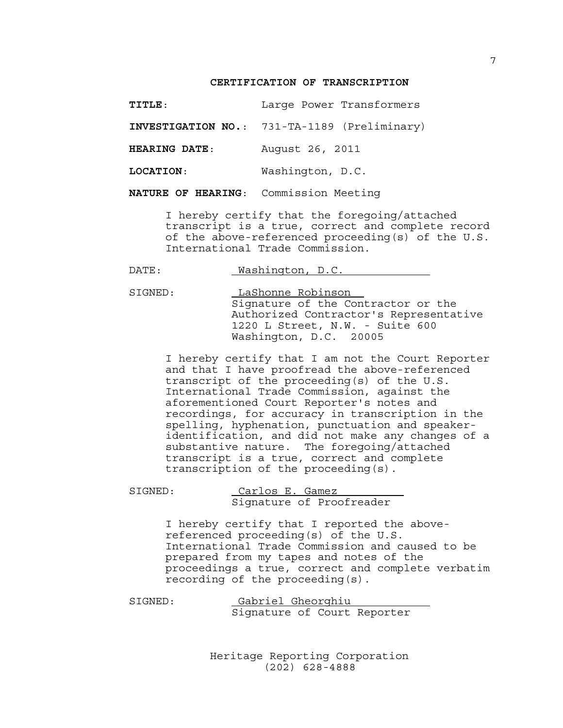## CERTIFICATION OF TRANSCRIPTION

**TITLE**: Large Power Transformers

**INVESTIGATION NO.**: 731-TA-1189 (Preliminary)

**HEARING DATE**: August 26, 2011

**LOCATION**: Washington, D.C.

**NATURE OF HEARING**: Commission Meeting

I hereby certify that the foregoing/attached transcript is a true, correct and complete record of the above-referenced proceeding(s) of the U.S. International Trade Commission.

DATE: Washington, D.C.

SIGNED: LaShonne Robinson
Signature of the Contractor or the Authorized Contractor's Representative
1220 L Street, N.W. - Suite 600
Washington, D.C. 20005

I hereby certify that I am not the Court Reporter and that I have proofread the above-referenced transcript of the proceeding(s) of the U.S. International Trade Commission, against the aforementioned Court Reporter's notes and recordings, for accuracy in transcription in the spelling, hyphenation, punctuation and speaker-identification, and did not make any changes of a substantive nature. The foregoing/attached transcript is a true, correct and complete transcription of the proceeding(s).

SIGNED: Carlos E. Gamez
Signature of Proofreader

I hereby certify that I reported the above-referenced proceeding(s) of the U.S. International Trade Commission and caused to be prepared from my tapes and notes of the proceedings a true, correct and complete verbatim recording of the proceeding(s).

SIGNED: Gabriel Gheorghiu
Signature of Court Reporter

Heritage Reporting Corporation
(202) 628-4888